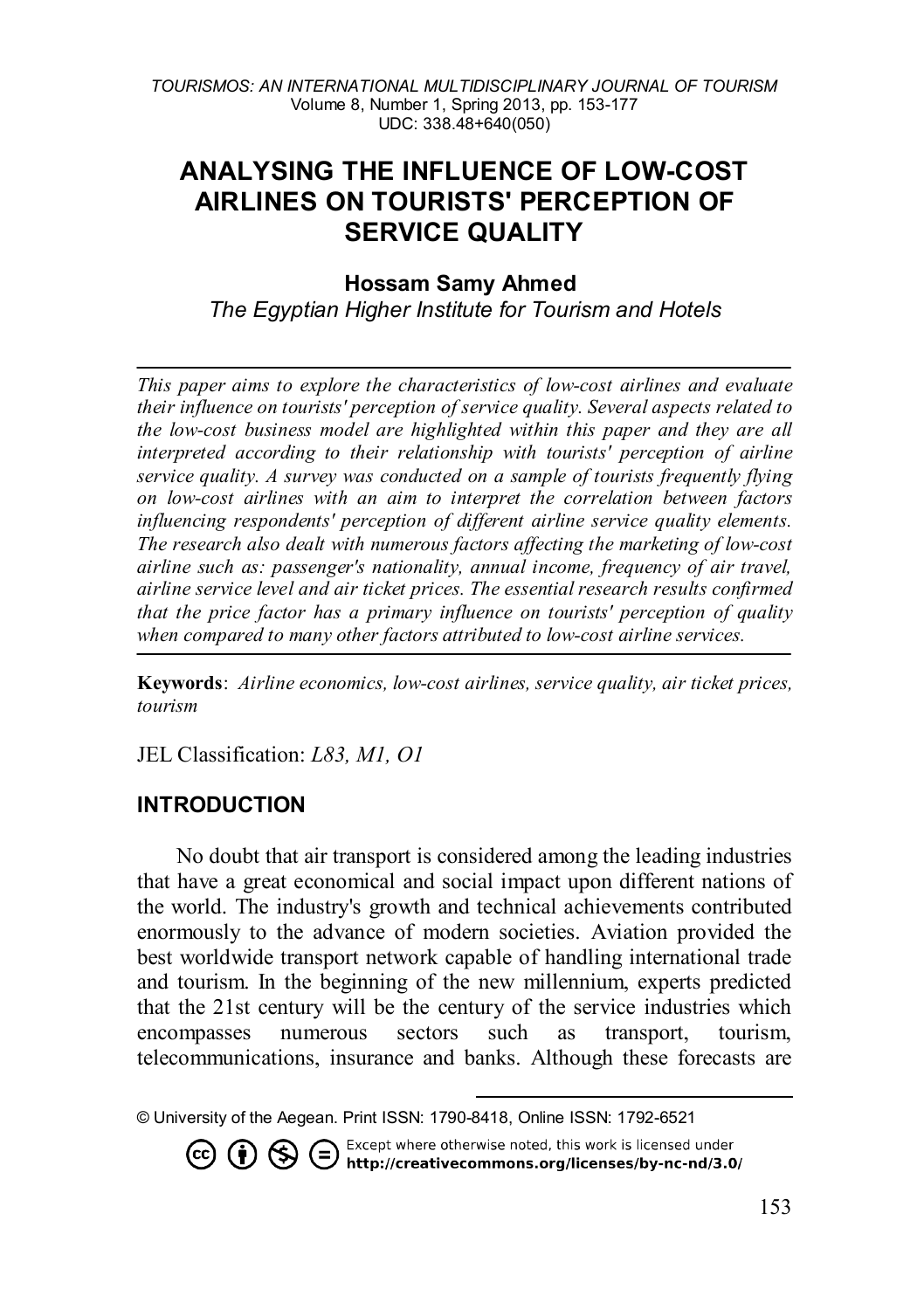# ANALYSING THE INFLUENCE OF LOW-COST AIRLINES ON TOURISTS' PERCEPTION OF SERVICE QUALITY

**Hossam Samy Ahmed**

*The Egyptian Higher Institute for Tourism and Hotels*

*This paper aims to explore the characteristics of low-cost airlines and evaluate their influence on tourists' perception of service quality. Several aspects related to the low-cost business model are highlighted within this paper and they are all interpreted according to their relationship with tourists' perception of airline service quality. A survey was conducted on a sample of tourists frequently flying on low-cost airlines with an aim to interpret the correlation between factors influencing respondents' perception of different airline service quality elements. The research also dealt with numerous factors affecting the marketing of low-cost airline such as: passenger's nationality, annual income, frequency of air travel, airline service level and air ticket prices. The essential research results confirmed that the price factor has a primary influence on tourists' perception of quality when compared to many other factors attributed to low-cost airline services.*

**Keywords**: *Airline economics, low-cost airlines, service quality, air ticket prices, tourism*

JEL Classification: *L83, M1, O1*

## INTRODUCTION

No doubt that air transport is considered among the leading industries that have a great economical and social impact upon different nations of the world. The industry's growth and technical achievements contributed enormously to the advance of modern societies. Aviation provided the best worldwide transport network capable of handling international trade and tourism. In the beginning of the new millennium, experts predicted that the 21st century will be the century of the service industries which encompasses numerous sectors such as transport, tourism, telecommunications, insurance and banks. Although these forecasts are

© University of the Aegean. Print ISSN: 1790-8418, Online ISSN: 1792-6521

Except where otherwise noted, this work is licensed under **http://creativecommons.org/licenses/by-nc-nd/3.0/**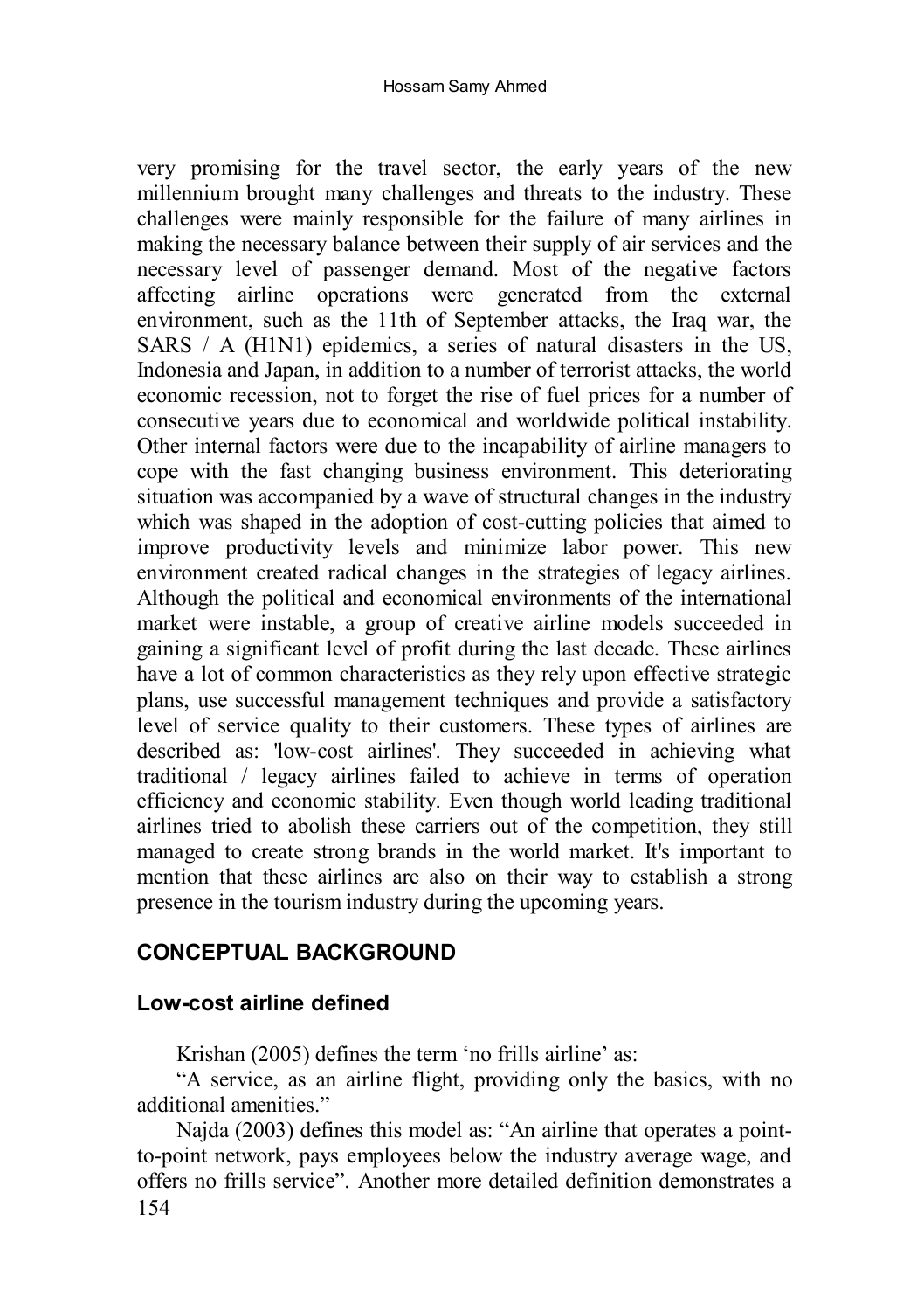very promising for the travel sector, the early years of the new millennium brought many challenges and threats to the industry. These challenges were mainly responsible for the failure of many airlines in making the necessary balance between their supply of air services and the necessary level of passenger demand. Most of the negative factors affecting airline operations were generated from the external environment, such as the 11th of September attacks, the Iraq war, the SARS / A (H1N1) epidemics, a series of natural disasters in the US, Indonesia and Japan, in addition to a number of terrorist attacks, the world economic recession, not to forget the rise of fuel prices for a number of consecutive years due to economical and worldwide political instability. Other internal factors were due to the incapability of airline managers to cope with the fast changing business environment. This deteriorating situation was accompanied by a wave of structural changes in the industry which was shaped in the adoption of cost-cutting policies that aimed to improve productivity levels and minimize labor power. This new environment created radical changes in the strategies of legacy airlines. Although the political and economical environments of the international market were instable, a group of creative airline models succeeded in gaining a significant level of profit during the last decade. These airlines have a lot of common characteristics as they rely upon effective strategic plans, use successful management techniques and provide a satisfactory level of service quality to their customers. These types of airlines are described as: 'low-cost airlines'. They succeeded in achieving what traditional / legacy airlines failed to achieve in terms of operation efficiency and economic stability. Even though world leading traditional airlines tried to abolish these carriers out of the competition, they still managed to create strong brands in the world market. It's important to mention that these airlines are also on their way to establish a strong presence in the tourism industry during the upcoming years.

## CONCEPTUAL BACKGROUND

### Low-cost airline defined

Krishan (2005) defines the term 'no frills airline' as:

"A service, as an airline flight, providing only the basics, with no additional amenities."

Najda (2003) defines this model as: "An airline that operates a point-to-point network, pays employees below the industry average wage, and offers no frills service". Another more detailed definition demonstrates a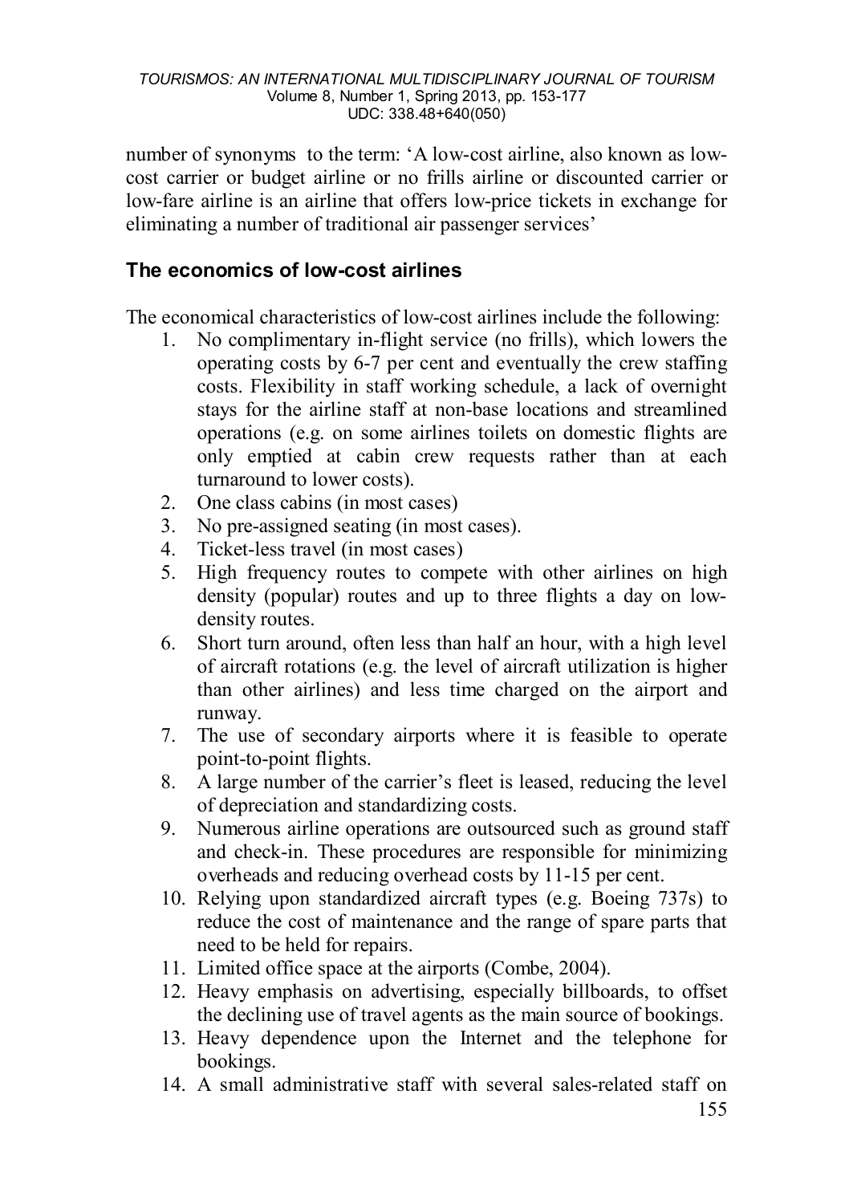number of synonyms to the term: 'A low-cost airline, also known as low-cost carrier or budget airline or no frills airline or discounted carrier or low-fare airline is an airline that offers low-price tickets in exchange for eliminating a number of traditional air passenger services'

## The economics of low-cost airlines

The economical characteristics of low-cost airlines include the following:

1. No complimentary in-flight service (no frills), which lowers the operating costs by 6-7 per cent and eventually the crew staffing costs. Flexibility in staff working schedule, a lack of overnight stays for the airline staff at non-base locations and streamlined operations (e.g. on some airlines toilets on domestic flights are only emptied at cabin crew requests rather than at each turnaround to lower costs).
2. One class cabins (in most cases)
3. No pre-assigned seating (in most cases).
4. Ticket-less travel (in most cases)
5. High frequency routes to compete with other airlines on high density (popular) routes and up to three flights a day on low-density routes.
6. Short turn around, often less than half an hour, with a high level of aircraft rotations (e.g. the level of aircraft utilization is higher than other airlines) and less time charged on the airport and runway.
7. The use of secondary airports where it is feasible to operate point-to-point flights.
8. A large number of the carrier's fleet is leased, reducing the level of depreciation and standardizing costs.
9. Numerous airline operations are outsourced such as ground staff and check-in. These procedures are responsible for minimizing overheads and reducing overhead costs by 11-15 per cent.
10. Relying upon standardized aircraft types (e.g. Boeing 737s) to reduce the cost of maintenance and the range of spare parts that need to be held for repairs.
11. Limited office space at the airports (Combe, 2004).
12. Heavy emphasis on advertising, especially billboards, to offset the declining use of travel agents as the main source of bookings.
13. Heavy dependence upon the Internet and the telephone for bookings.
14. A small administrative staff with several sales-related staff on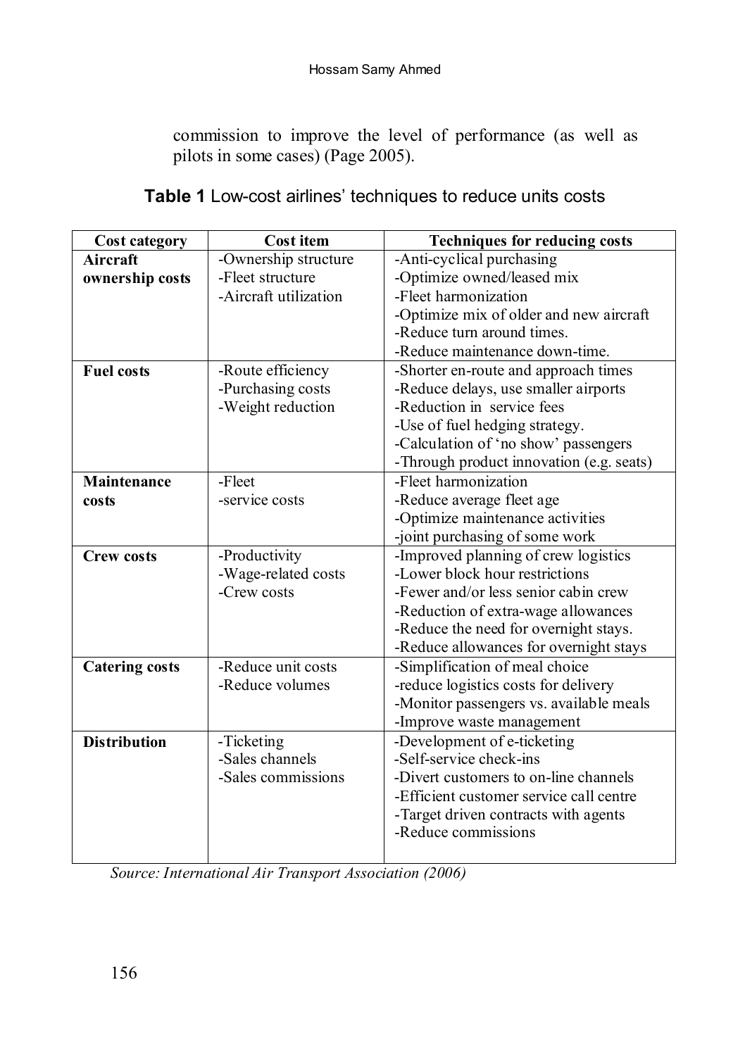commission to improve the level of performance (as well as pilots in some cases) (Page 2005).

**Table 1** Low-cost airlines' techniques to reduce units costs

| Cost category | Cost item | Techniques for reducing costs |
|---|---|---|
| **Aircraft ownership costs** | -Ownership structure<br>-Fleet structure<br>-Aircraft utilization | -Anti-cyclical purchasing<br>-Optimize owned/leased mix<br>-Fleet harmonization<br>-Optimize mix of older and new aircraft<br>-Reduce turn around times.<br>-Reduce maintenance down-time. |
| **Fuel costs** | -Route efficiency<br>-Purchasing costs<br>-Weight reduction | -Shorter en-route and approach times<br>-Reduce delays, use smaller airports<br>-Reduction in service fees<br>-Use of fuel hedging strategy.<br>-Calculation of 'no show' passengers<br>-Through product innovation (e.g. seats) |
| **Maintenance costs** | -Fleet<br>-service costs | -Fleet harmonization<br>-Reduce average fleet age<br>-Optimize maintenance activities<br>-joint purchasing of some work |
| **Crew costs** | -Productivity<br>-Wage-related costs<br>-Crew costs | -Improved planning of crew logistics<br>-Lower block hour restrictions<br>-Fewer and/or less senior cabin crew<br>-Reduction of extra-wage allowances<br>-Reduce the need for overnight stays.<br>-Reduce allowances for overnight stays |
| **Catering costs** | -Reduce unit costs<br>-Reduce volumes | -Simplification of meal choice<br>-reduce logistics costs for delivery<br>-Monitor passengers vs. available meals<br>-Improve waste management |
| **Distribution** | -Ticketing<br>-Sales channels<br>-Sales commissions | -Development of e-ticketing<br>-Self-service check-ins<br>-Divert customers to on-line channels<br>-Efficient customer service call centre<br>-Target driven contracts with agents<br>-Reduce commissions |

*Source: International Air Transport Association (2006)*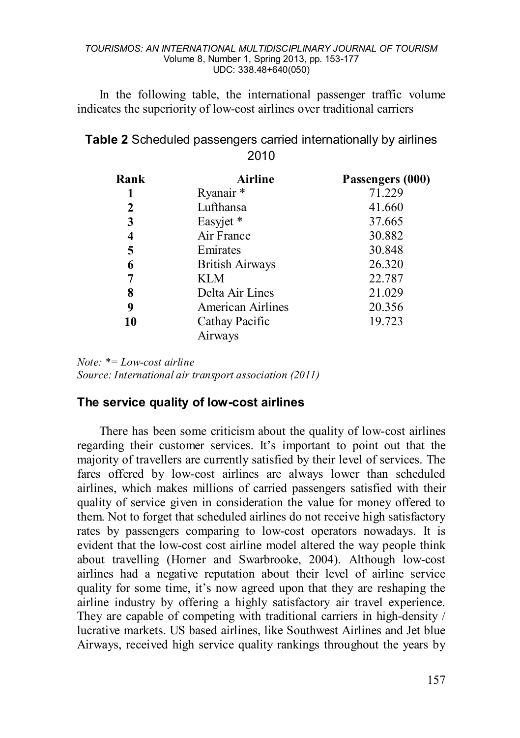In the following table, the international passenger traffic volume indicates the superiority of low-cost airlines over traditional carriers

**Table 2** Scheduled passengers carried internationally by airlines 2010

| Rank | Airline | Passengers (000) |
|---|---|---|
| **1** | Ryanair * | 71.229 |
| **2** | Lufthansa | 41.660 |
| **3** | Easyjet * | 37.665 |
| **4** | Air France | 30.882 |
| **5** | Emirates | 30.848 |
| **6** | British Airways | 26.320 |
| **7** | KLM | 22.787 |
| **8** | Delta Air Lines | 21.029 |
| **9** | American Airlines | 20.356 |
| **10** | Cathay Pacific Airways | 19.723 |

*Note: *= Low-cost airline*
*Source: International air transport association (2011)*

### The service quality of low-cost airlines

There has been some criticism about the quality of low-cost airlines regarding their customer services. It's important to point out that the majority of travellers are currently satisfied by their level of services. The fares offered by low-cost airlines are always lower than scheduled airlines, which makes millions of carried passengers satisfied with their quality of service given in consideration the value for money offered to them. Not to forget that scheduled airlines do not receive high satisfactory rates by passengers comparing to low-cost operators nowadays. It is evident that the low-cost cost airline model altered the way people think about travelling (Horner and Swarbrooke, 2004). Although low-cost airlines had a negative reputation about their level of airline service quality for some time, it's now agreed upon that they are reshaping the airline industry by offering a highly satisfactory air travel experience. They are capable of competing with traditional carriers in high-density / lucrative markets. US based airlines, like Southwest Airlines and Jet blue Airways, received high service quality rankings throughout the years by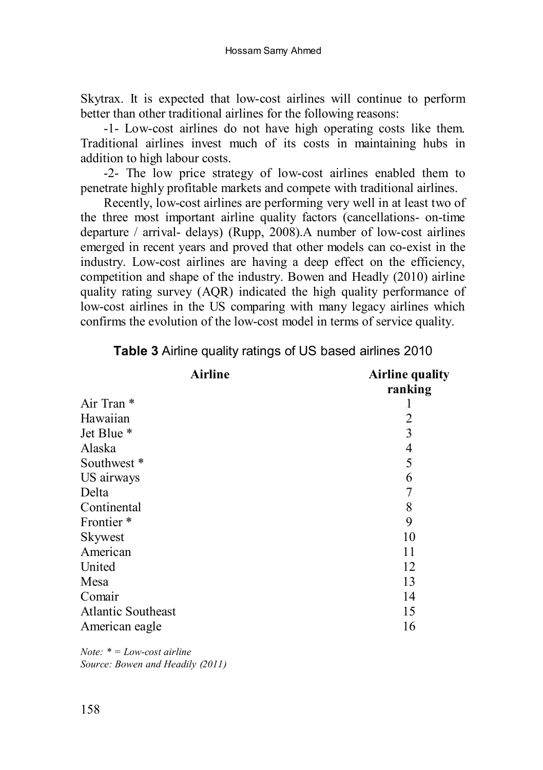Skytrax. It is expected that low-cost airlines will continue to perform better than other traditional airlines for the following reasons:

-1- Low-cost airlines do not have high operating costs like them. Traditional airlines invest much of its costs in maintaining hubs in addition to high labour costs.

-2- The low price strategy of low-cost airlines enabled them to penetrate highly profitable markets and compete with traditional airlines.

Recently, low-cost airlines are performing very well in at least two of the three most important airline quality factors (cancellations- on-time departure / arrival- delays) (Rupp, 2008).A number of low-cost airlines emerged in recent years and proved that other models can co-exist in the industry. Low-cost airlines are having a deep effect on the efficiency, competition and shape of the industry. Bowen and Headly (2010) airline quality rating survey (AQR) indicated the high quality performance of low-cost airlines in the US comparing with many legacy airlines which confirms the evolution of the low-cost model in terms of service quality.

**Table 3** Airline quality ratings of US based airlines 2010

| Airline | Airline quality ranking |
|---|---|
| Air Tran * | 1 |
| Hawaiian | 2 |
| Jet Blue * | 3 |
| Alaska | 4 |
| Southwest * | 5 |
| US airways | 6 |
| Delta | 7 |
| Continental | 8 |
| Frontier * | 9 |
| Skywest | 10 |
| American | 11 |
| United | 12 |
| Mesa | 13 |
| Comair | 14 |
| Atlantic Southeast | 15 |
| American eagle | 16 |

*Note: * = Low-cost airline*
*Source: Bowen and Headily (2011)*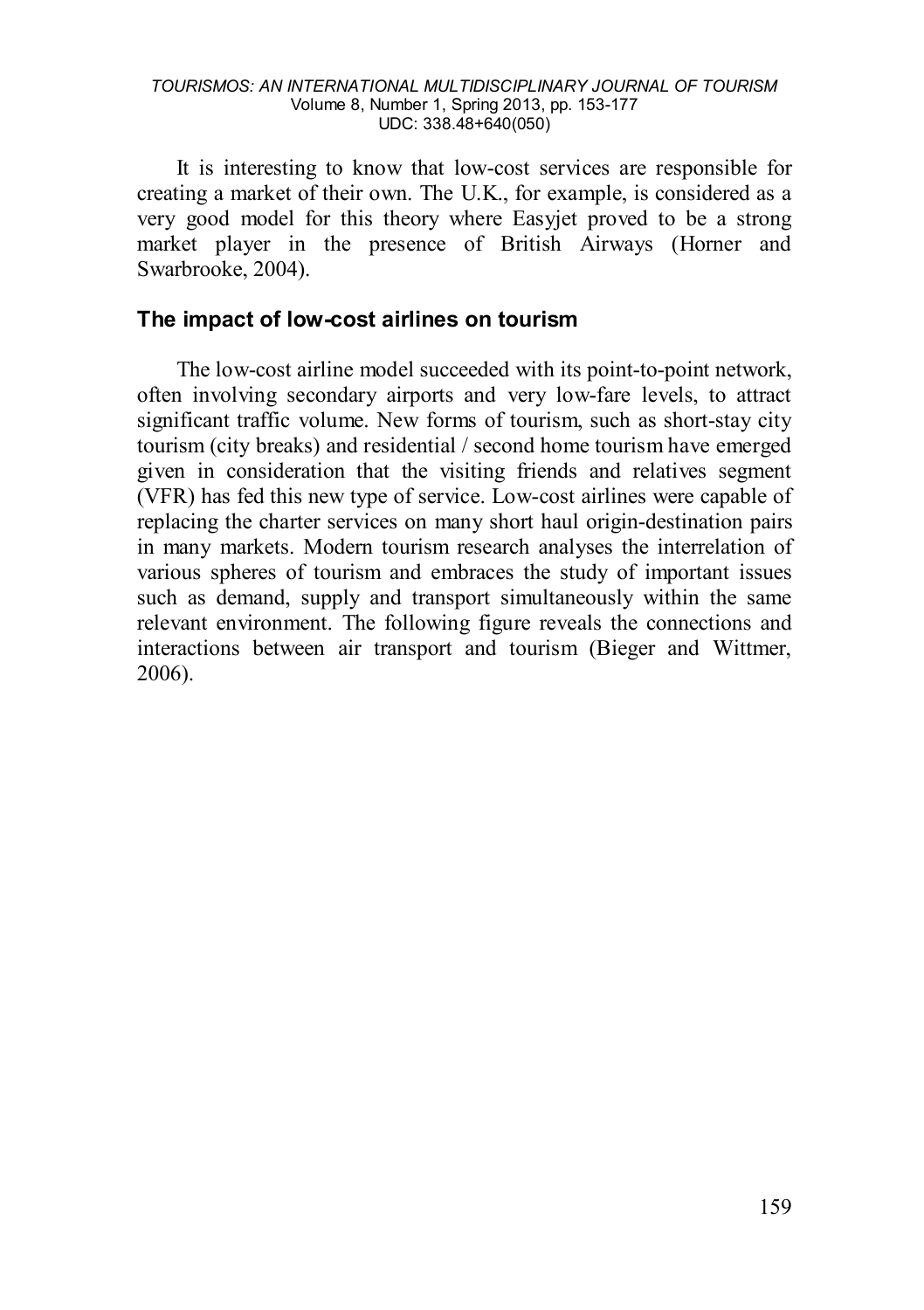It is interesting to know that low-cost services are responsible for creating a market of their own. The U.K., for example, is considered as a very good model for this theory where Easyjet proved to be a strong market player in the presence of British Airways (Horner and Swarbrooke, 2004).

## The impact of low-cost airlines on tourism

The low-cost airline model succeeded with its point-to-point network, often involving secondary airports and very low-fare levels, to attract significant traffic volume. New forms of tourism, such as short-stay city tourism (city breaks) and residential / second home tourism have emerged given in consideration that the visiting friends and relatives segment (VFR) has fed this new type of service. Low-cost airlines were capable of replacing the charter services on many short haul origin-destination pairs in many markets. Modern tourism research analyses the interrelation of various spheres of tourism and embraces the study of important issues such as demand, supply and transport simultaneously within the same relevant environment. The following figure reveals the connections and interactions between air transport and tourism (Bieger and Wittmer, 2006).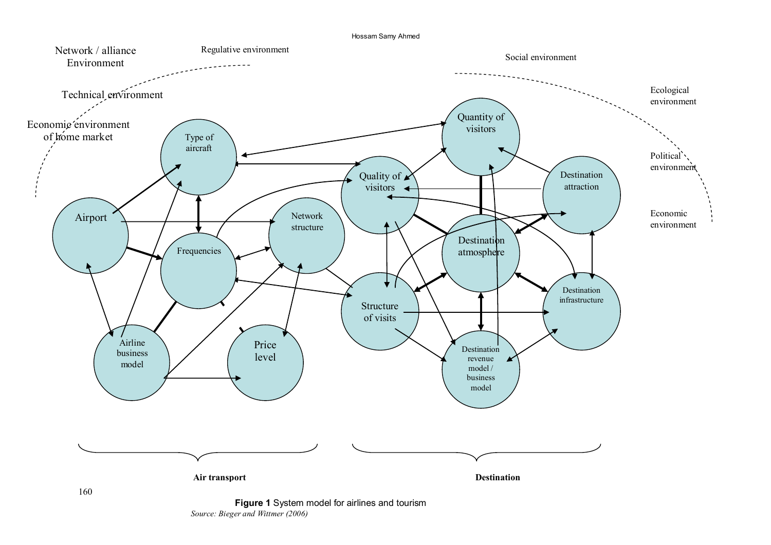**Figure 1** System model for airlines and tourism

*Source: Bieger and Wittmer (2006)*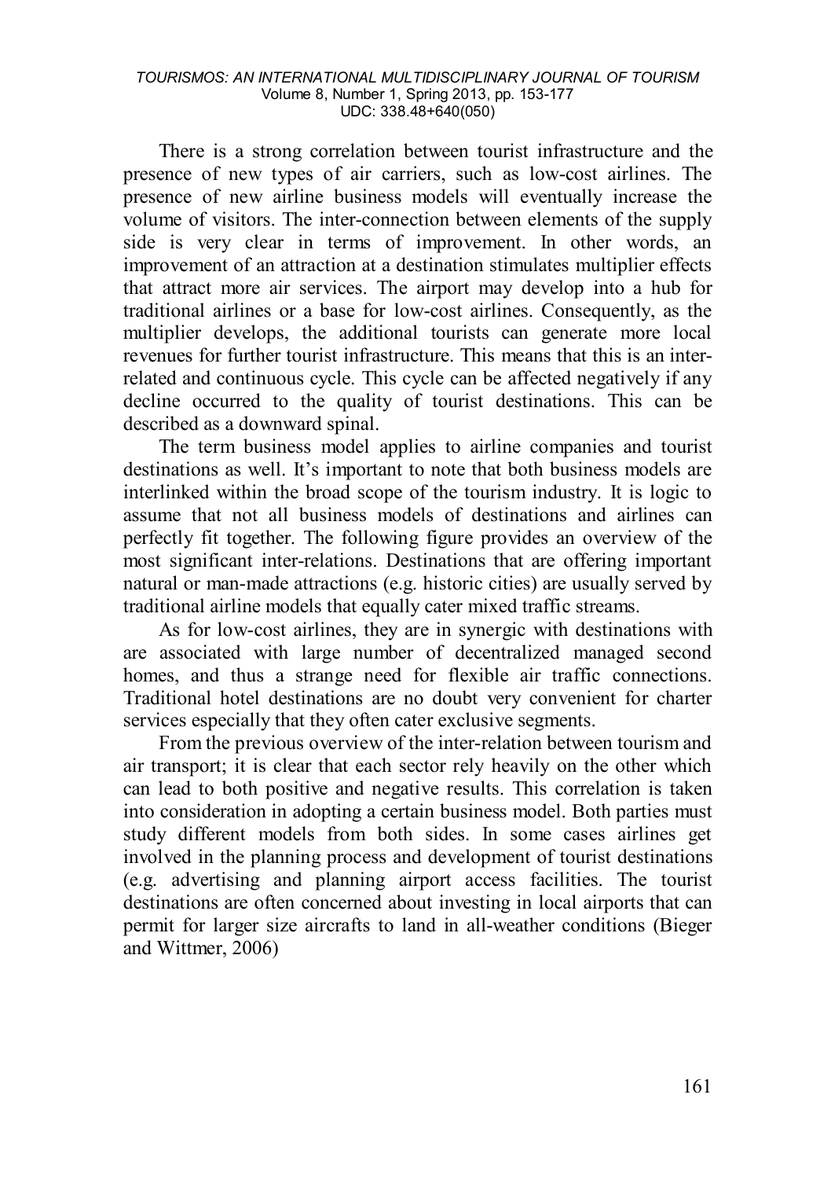There is a strong correlation between tourist infrastructure and the presence of new types of air carriers, such as low-cost airlines. The presence of new airline business models will eventually increase the volume of visitors. The inter-connection between elements of the supply side is very clear in terms of improvement. In other words, an improvement of an attraction at a destination stimulates multiplier effects that attract more air services. The airport may develop into a hub for traditional airlines or a base for low-cost airlines. Consequently, as the multiplier develops, the additional tourists can generate more local revenues for further tourist infrastructure. This means that this is an inter-related and continuous cycle. This cycle can be affected negatively if any decline occurred to the quality of tourist destinations. This can be described as a downward spinal.

The term business model applies to airline companies and tourist destinations as well. It's important to note that both business models are interlinked within the broad scope of the tourism industry. It is logic to assume that not all business models of destinations and airlines can perfectly fit together. The following figure provides an overview of the most significant inter-relations. Destinations that are offering important natural or man-made attractions (e.g. historic cities) are usually served by traditional airline models that equally cater mixed traffic streams.

As for low-cost airlines, they are in synergic with destinations with are associated with large number of decentralized managed second homes, and thus a strange need for flexible air traffic connections. Traditional hotel destinations are no doubt very convenient for charter services especially that they often cater exclusive segments.

From the previous overview of the inter-relation between tourism and air transport; it is clear that each sector rely heavily on the other which can lead to both positive and negative results. This correlation is taken into consideration in adopting a certain business model. Both parties must study different models from both sides. In some cases airlines get involved in the planning process and development of tourist destinations (e.g. advertising and planning airport access facilities. The tourist destinations are often concerned about investing in local airports that can permit for larger size aircrafts to land in all-weather conditions (Bieger and Wittmer, 2006)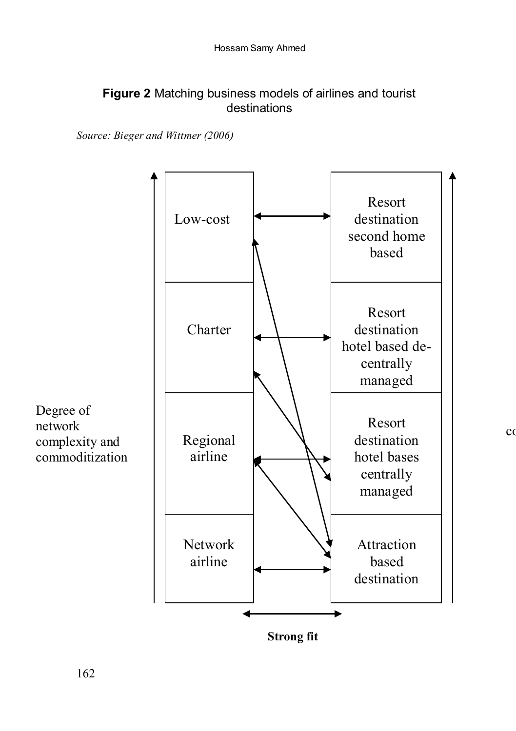**Figure 2** Matching business models of airlines and tourist destinations

*Source: Bieger and Wittmer (2006)*

Degree of network complexity and commoditization

| Airline business model | Tourist destination business model |
| --- | --- |
| Low-cost | Resort destination second home based |
| Charter | Resort destination hotel based de-centrally managed |
| Regional airline | Resort destination hotel bases centrally managed |
| Network airline | Attraction based destination |

**Strong fit**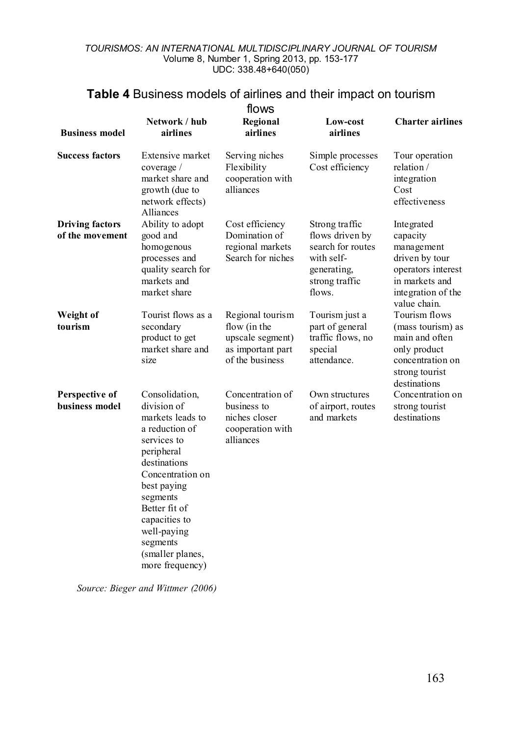**Table 4** Business models of airlines and their impact on tourism flows

| Business model | Network / hub airlines | Regional airlines | Low-cost airlines | Charter airlines |
|---|---|---|---|---|
| **Success factors** | Extensive market coverage / market share and growth (due to network effects) Alliances | Serving niches Flexibility cooperation with alliances | Simple processes Cost efficiency | Tour operation relation / integration Cost effectiveness |
| **Driving factors of the movement** | Ability to adopt good and homogenous processes and quality search for markets and market share | Cost efficiency Domination of regional markets Search for niches | Strong traffic flows driven by search for routes with self-generating, strong traffic flows. | Integrated capacity management driven by tour operators interest in markets and integration of the value chain. |
| **Weight of tourism** | Tourist flows as a secondary product to get market share and size | Regional tourism flow (in the upscale segment) as important part of the business | Tourism just a part of general traffic flows, no special attendance. | Tourism flows (mass tourism) as main and often only product concentration on strong tourist destinations |
| **Perspective of business model** | Consolidation, division of markets leads to a reduction of services to peripheral destinations Concentration on best paying segments Better fit of capacities to well-paying segments (smaller planes, more frequency) | Concentration of business to niches closer cooperation with alliances | Own structures of airport, routes and markets | Concentration on strong tourist destinations |

*Source: Bieger and Wittmer (2006)*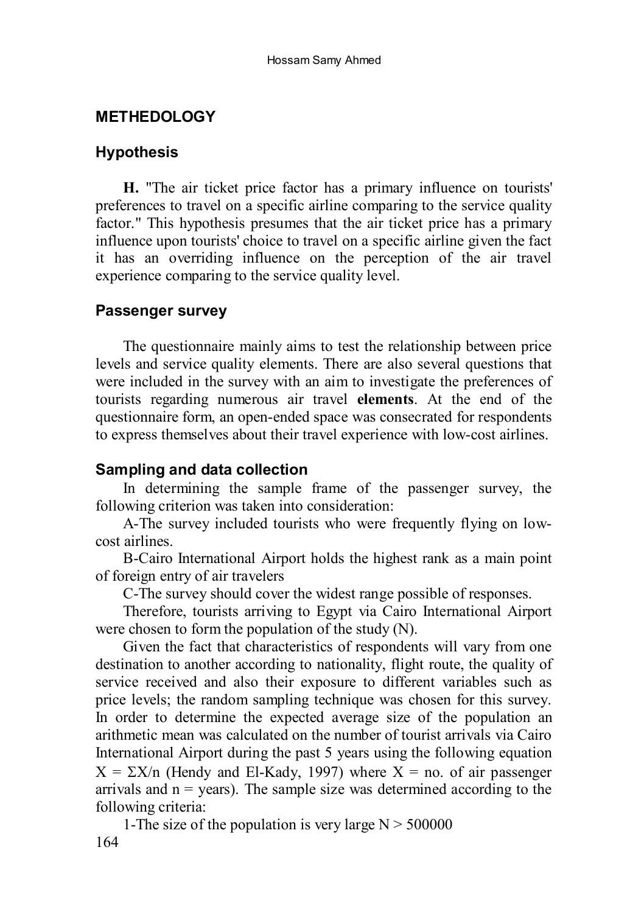## METHEDOLOGY

### Hypothesis

**H.** "The air ticket price factor has a primary influence on tourists' preferences to travel on a specific airline comparing to the service quality factor." This hypothesis presumes that the air ticket price has a primary influence upon tourists' choice to travel on a specific airline given the fact it has an overriding influence on the perception of the air travel experience comparing to the service quality level.

### Passenger survey

The questionnaire mainly aims to test the relationship between price levels and service quality elements. There are also several questions that were included in the survey with an aim to investigate the preferences of tourists regarding numerous air travel **elements**. At the end of the questionnaire form, an open-ended space was consecrated for respondents to express themselves about their travel experience with low-cost airlines.

### Sampling and data collection

In determining the sample frame of the passenger survey, the following criterion was taken into consideration:

A-The survey included tourists who were frequently flying on low-cost airlines.

B-Cairo International Airport holds the highest rank as a main point of foreign entry of air travelers

C-The survey should cover the widest range possible of responses.

Therefore, tourists arriving to Egypt via Cairo International Airport were chosen to form the population of the study (N).

Given the fact that characteristics of respondents will vary from one destination to another according to nationality, flight route, the quality of service received and also their exposure to different variables such as price levels; the random sampling technique was chosen for this survey. In order to determine the expected average size of the population an arithmetic mean was calculated on the number of tourist arrivals via Cairo International Airport during the past 5 years using the following equation $X = \Sigma X/n$ (Hendy and El-Kady, 1997) where $X$ = no. of air passenger arrivals and $n$ = years). The sample size was determined according to the following criteria:

1-The size of the population is very large $N > 500000$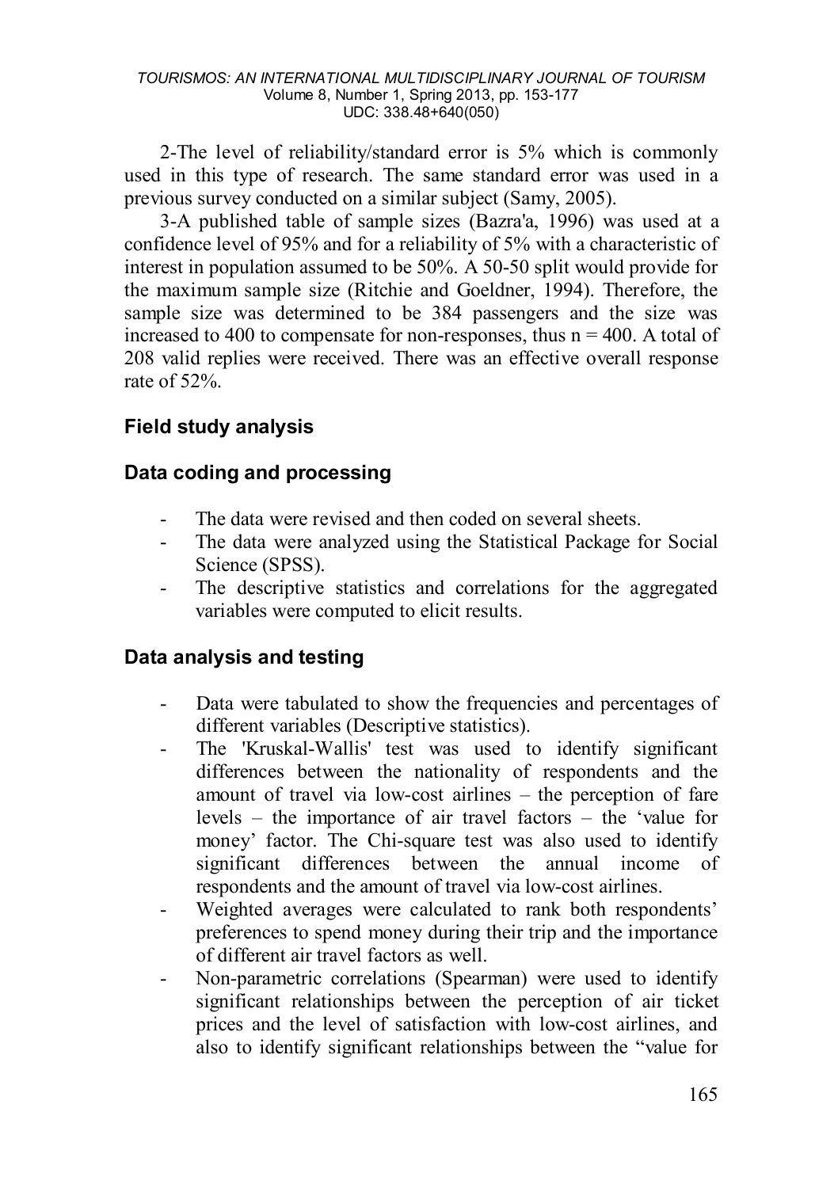2-The level of reliability/standard error is 5% which is commonly used in this type of research. The same standard error was used in a previous survey conducted on a similar subject (Samy, 2005).

3-A published table of sample sizes (Bazra'a, 1996) was used at a confidence level of 95% and for a reliability of 5% with a characteristic of interest in population assumed to be 50%. A 50-50 split would provide for the maximum sample size (Ritchie and Goeldner, 1994). Therefore, the sample size was determined to be 384 passengers and the size was increased to 400 to compensate for non-responses, thus $n = 400$. A total of 208 valid replies were received. There was an effective overall response rate of 52%.

## Field study analysis

### Data coding and processing

- The data were revised and then coded on several sheets.
- The data were analyzed using the Statistical Package for Social Science (SPSS).
- The descriptive statistics and correlations for the aggregated variables were computed to elicit results.

### Data analysis and testing

- Data were tabulated to show the frequencies and percentages of different variables (Descriptive statistics).
- The 'Kruskal-Wallis' test was used to identify significant differences between the nationality of respondents and the amount of travel via low-cost airlines – the perception of fare levels – the importance of air travel factors – the 'value for money' factor. The Chi-square test was also used to identify significant differences between the annual income of respondents and the amount of travel via low-cost airlines.
- Weighted averages were calculated to rank both respondents' preferences to spend money during their trip and the importance of different air travel factors as well.
- Non-parametric correlations (Spearman) were used to identify significant relationships between the perception of air ticket prices and the level of satisfaction with low-cost airlines, and also to identify significant relationships between the "value for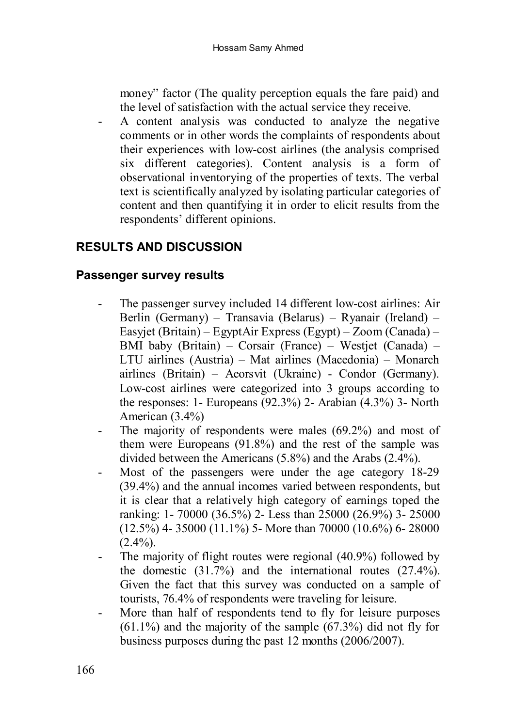money" factor (The quality perception equals the fare paid) and the level of satisfaction with the actual service they receive.

- A content analysis was conducted to analyze the negative comments or in other words the complaints of respondents about their experiences with low-cost airlines (the analysis comprised six different categories). Content analysis is a form of observational inventorying of the properties of texts. The verbal text is scientifically analyzed by isolating particular categories of content and then quantifying it in order to elicit results from the respondents' different opinions.

## RESULTS AND DISCUSSION

### Passenger survey results

- The passenger survey included 14 different low-cost airlines: Air Berlin (Germany) – Transavia (Belarus) – Ryanair (Ireland) – Easyjet (Britain) – EgyptAir Express (Egypt) – Zoom (Canada) – BMI baby (Britain) – Corsair (France) – Westjet (Canada) – LTU airlines (Austria) – Mat airlines (Macedonia) – Monarch airlines (Britain) – Aeorsvit (Ukraine) - Condor (Germany). Low-cost airlines were categorized into 3 groups according to the responses: 1- Europeans (92.3%) 2- Arabian (4.3%) 3- North American (3.4%)
- The majority of respondents were males (69.2%) and most of them were Europeans (91.8%) and the rest of the sample was divided between the Americans (5.8%) and the Arabs (2.4%).
- Most of the passengers were under the age category 18-29 (39.4%) and the annual incomes varied between respondents, but it is clear that a relatively high category of earnings toped the ranking: 1- 70000 (36.5%) 2- Less than 25000 (26.9%) 3- 25000 (12.5%) 4- 35000 (11.1%) 5- More than 70000 (10.6%) 6- 28000 (2.4%).
- The majority of flight routes were regional (40.9%) followed by the domestic (31.7%) and the international routes (27.4%). Given the fact that this survey was conducted on a sample of tourists, 76.4% of respondents were traveling for leisure.
- More than half of respondents tend to fly for leisure purposes (61.1%) and the majority of the sample (67.3%) did not fly for business purposes during the past 12 months (2006/2007).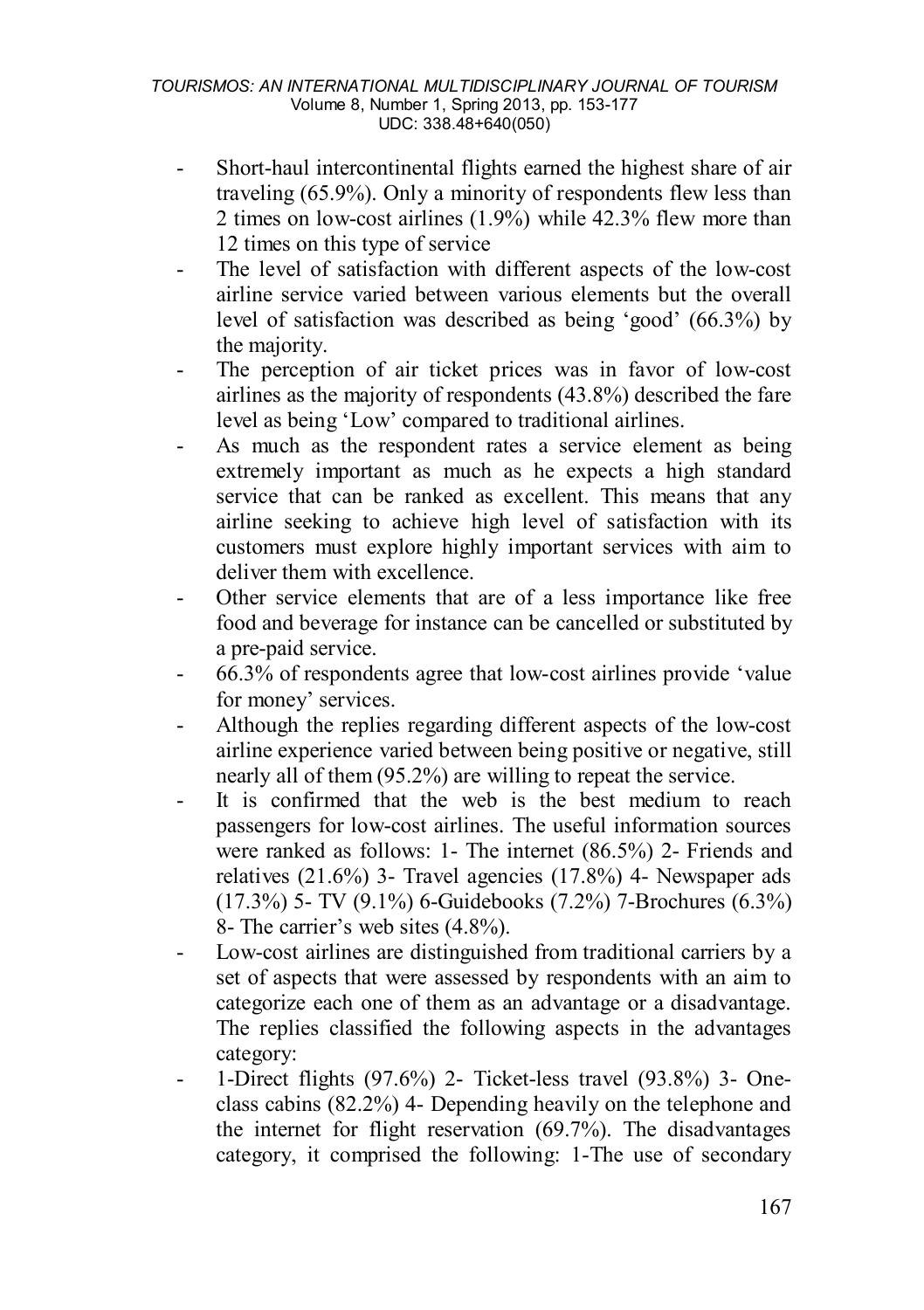- Short-haul intercontinental flights earned the highest share of air traveling (65.9%). Only a minority of respondents flew less than 2 times on low-cost airlines (1.9%) while 42.3% flew more than 12 times on this type of service
- The level of satisfaction with different aspects of the low-cost airline service varied between various elements but the overall level of satisfaction was described as being 'good' (66.3%) by the majority.
- The perception of air ticket prices was in favor of low-cost airlines as the majority of respondents (43.8%) described the fare level as being 'Low' compared to traditional airlines.
- As much as the respondent rates a service element as being extremely important as much as he expects a high standard service that can be ranked as excellent. This means that any airline seeking to achieve high level of satisfaction with its customers must explore highly important services with aim to deliver them with excellence.
- Other service elements that are of a less importance like free food and beverage for instance can be cancelled or substituted by a pre-paid service.
- 66.3% of respondents agree that low-cost airlines provide 'value for money' services.
- Although the replies regarding different aspects of the low-cost airline experience varied between being positive or negative, still nearly all of them (95.2%) are willing to repeat the service.
- It is confirmed that the web is the best medium to reach passengers for low-cost airlines. The useful information sources were ranked as follows: 1- The internet (86.5%) 2- Friends and relatives (21.6%) 3- Travel agencies (17.8%) 4- Newspaper ads (17.3%) 5- TV (9.1%) 6-Guidebooks (7.2%) 7-Brochures (6.3%) 8- The carrier's web sites (4.8%).
- Low-cost airlines are distinguished from traditional carriers by a set of aspects that were assessed by respondents with an aim to categorize each one of them as an advantage or a disadvantage. The replies classified the following aspects in the advantages category:
- 1-Direct flights (97.6%) 2- Ticket-less travel (93.8%) 3- One-class cabins (82.2%) 4- Depending heavily on the telephone and the internet for flight reservation (69.7%). The disadvantages category, it comprised the following: 1-The use of secondary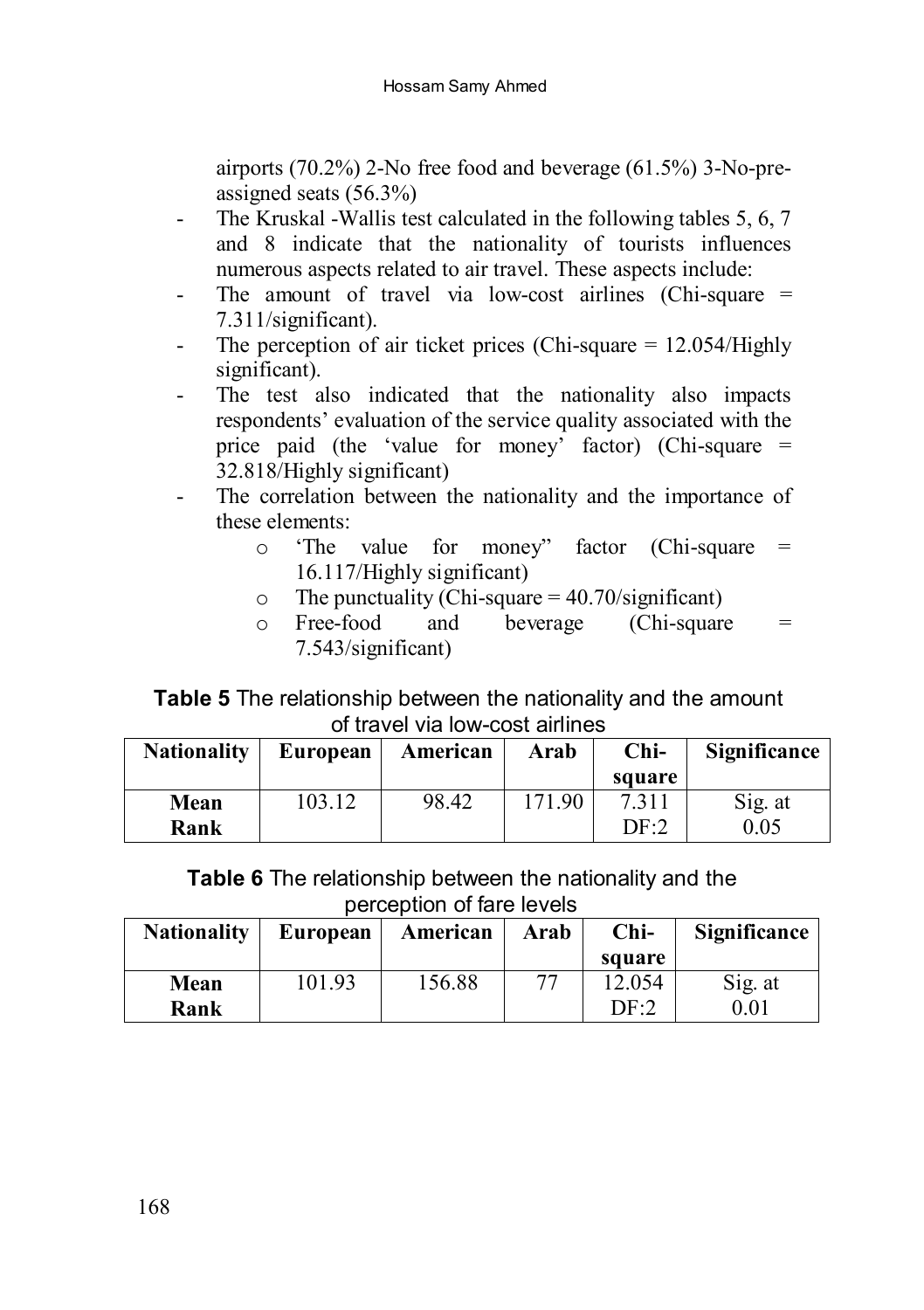airports (70.2%) 2-No free food and beverage (61.5%) 3-No-pre-assigned seats (56.3%)

- The Kruskal -Wallis test calculated in the following tables 5, 6, 7 and 8 indicate that the nationality of tourists influences numerous aspects related to air travel. These aspects include:
- The amount of travel via low-cost airlines (Chi-square = 7.311/significant).
- The perception of air ticket prices (Chi-square = 12.054/Highly significant).
- The test also indicated that the nationality also impacts respondents' evaluation of the service quality associated with the price paid (the 'value for money' factor) (Chi-square = 32.818/Highly significant)
- The correlation between the nationality and the importance of these elements:
    - 'The value for money" factor (Chi-square = 16.117/Highly significant)
    - The punctuality (Chi-square = 40.70/significant)
    - Free-food and beverage (Chi-square = 7.543/significant)

**Table 5** The relationship between the nationality and the amount of travel via low-cost airlines

| Nationality | European | American | Arab | Chi-square | Significance |
|---|---|---|---|---|---|
| Mean Rank | 103.12 | 98.42 | 171.90 | 7.311 DF:2 | Sig. at 0.05 |

**Table 6** The relationship between the nationality and the perception of fare levels

| Nationality | European | American | Arab | Chi-square | Significance |
|---|---|---|---|---|---|
| Mean Rank | 101.93 | 156.88 | 77 | 12.054 DF:2 | Sig. at 0.01 |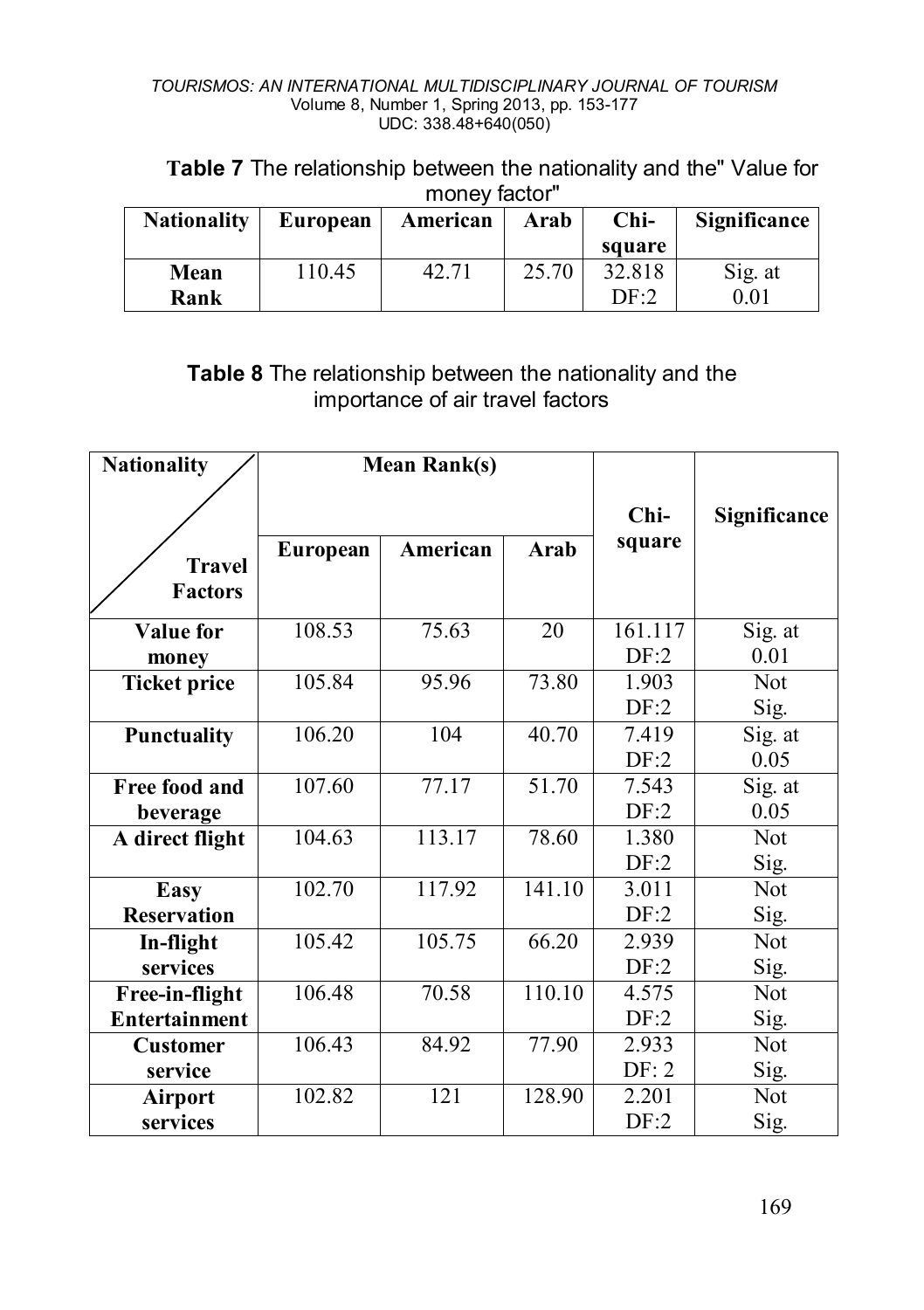**Table 7** The relationship between the nationality and the" Value for money factor"

| Nationality | European | American | Arab | Chi-square | Significance |
|---|---|---|---|---|---|
| Mean Rank | 110.45 | 42.71 | 25.70 | 32.818 DF:2 | Sig. at 0.01 |

**Table 8** The relationship between the nationality and the importance of air travel factors

| Nationality / Travel Factors | Mean Rank(s) | | | Chi-square | Significance |
|---|---|---|---|---|---|
| | European | American | Arab | | |
| Value for money | 108.53 | 75.63 | 20 | 161.117 DF:2 | Sig. at 0.01 |
| Ticket price | 105.84 | 95.96 | 73.80 | 1.903 DF:2 | Not Sig. |
| Punctuality | 106.20 | 104 | 40.70 | 7.419 DF:2 | Sig. at 0.05 |
| Free food and beverage | 107.60 | 77.17 | 51.70 | 7.543 DF:2 | Sig. at 0.05 |
| A direct flight | 104.63 | 113.17 | 78.60 | 1.380 DF:2 | Not Sig. |
| Easy Reservation | 102.70 | 117.92 | 141.10 | 3.011 DF:2 | Not Sig. |
| In-flight services | 105.42 | 105.75 | 66.20 | 2.939 DF:2 | Not Sig. |
| Free-in-flight Entertainment | 106.48 | 70.58 | 110.10 | 4.575 DF:2 | Not Sig. |
| Customer service | 106.43 | 84.92 | 77.90 | 2.933 DF: 2 | Not Sig. |
| Airport services | 102.82 | 121 | 128.90 | 2.201 DF:2 | Not Sig. |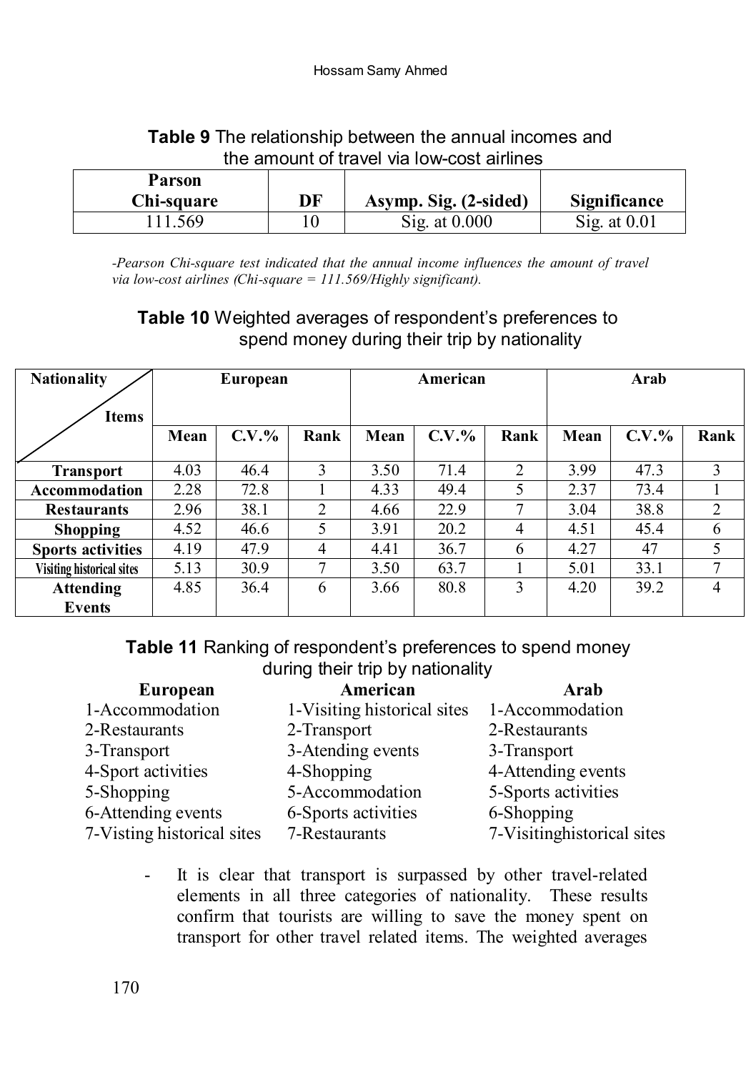**Table 9** The relationship between the annual incomes and the amount of travel via low-cost airlines

| Parson Chi-square | DF | Asymp. Sig. (2-sided) | Significance |
|---|---|---|---|
| 111.569 | 10 | Sig. at 0.000 | Sig. at 0.01 |

*-Pearson Chi-square test indicated that the annual income influences the amount of travel via low-cost airlines (Chi-square = 111.569/Highly significant).*

**Table 10** Weighted averages of respondent's preferences to spend money during their trip by nationality

| Nationality / Items | European | | | American | | | Arab | | |
|---|---|---|---|---|---|---|---|---|---|
| | Mean | C.V.% | Rank | Mean | C.V.% | Rank | Mean | C.V.% | Rank |
| Transport | 4.03 | 46.4 | 3 | 3.50 | 71.4 | 2 | 3.99 | 47.3 | 3 |
| Accommodation | 2.28 | 72.8 | 1 | 4.33 | 49.4 | 5 | 2.37 | 73.4 | 1 |
| Restaurants | 2.96 | 38.1 | 2 | 4.66 | 22.9 | 7 | 3.04 | 38.8 | 2 |
| Shopping | 4.52 | 46.6 | 5 | 3.91 | 20.2 | 4 | 4.51 | 45.4 | 6 |
| Sports activities | 4.19 | 47.9 | 4 | 4.41 | 36.7 | 6 | 4.27 | 47 | 5 |
| Visiting historical sites | 5.13 | 30.9 | 7 | 3.50 | 63.7 | 1 | 5.01 | 33.1 | 7 |
| Attending Events | 4.85 | 36.4 | 6 | 3.66 | 80.8 | 3 | 4.20 | 39.2 | 4 |

**Table 11** Ranking of respondent's preferences to spend money during their trip by nationality

| European | American | Arab |
|---|---|---|
| 1-Accommodation | 1-Visiting historical sites | 1-Accommodation |
| 2-Restaurants | 2-Transport | 2-Restaurants |
| 3-Transport | 3-Atending events | 3-Transport |
| 4-Sport activities | 4-Shopping | 4-Attending events |
| 5-Shopping | 5-Accommodation | 5-Sports activities |
| 6-Attending events | 6-Sports activities | 6-Shopping |
| 7-Visting historical sites | 7-Restaurants | 7-Visitinghistorical sites |

- It is clear that transport is surpassed by other travel-related elements in all three categories of nationality. These results confirm that tourists are willing to save the money spent on transport for other travel related items. The weighted averages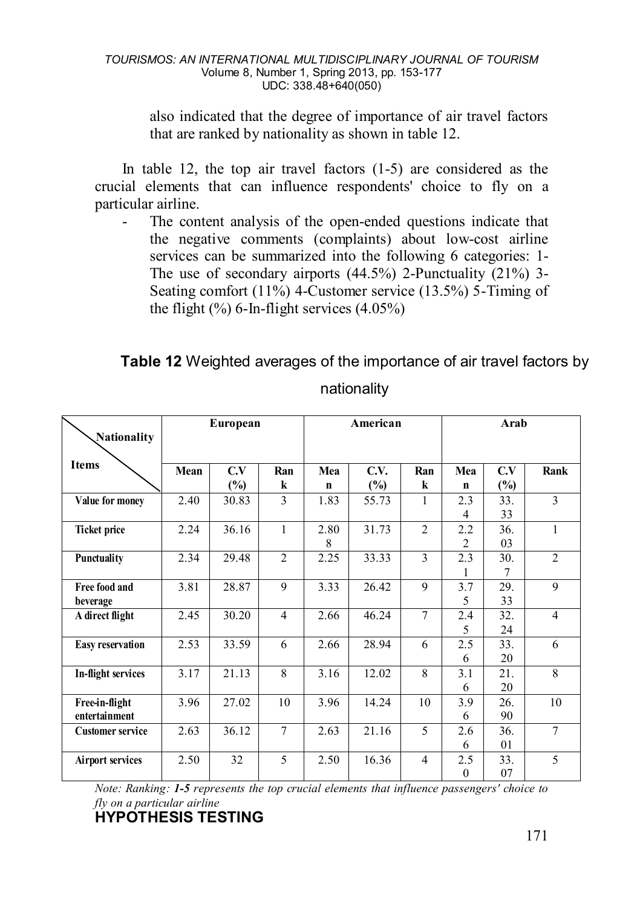also indicated that the degree of importance of air travel factors that are ranked by nationality as shown in table 12.

In table 12, the top air travel factors (1-5) are considered as the crucial elements that can influence respondents' choice to fly on a particular airline.

- The content analysis of the open-ended questions indicate that the negative comments (complaints) about low-cost airline services can be summarized into the following 6 categories: 1-The use of secondary airports (44.5%) 2-Punctuality (21%) 3-Seating comfort (11%) 4-Customer service (13.5%) 5-Timing of the flight (%) 6-In-flight services (4.05%)

**Table 12** Weighted averages of the importance of air travel factors by nationality

| Nationality / Items | European | | | American | | | Arab | | |
|---|---|---|---|---|---|---|---|---|---|
| | Mean | C.V (%) | Rank | Mean | C.V. (%) | Rank | Mean | C.V (%) | Rank |
| **Value for money** | 2.40 | 30.83 | 3 | 1.83 | 55.73 | 1 | 2.34 | 33.33 | 3 |
| **Ticket price** | 2.24 | 36.16 | 1 | 2.808 | 31.73 | 2 | 2.22 | 36.03 | 1 |
| **Punctuality** | 2.34 | 29.48 | 2 | 2.25 | 33.33 | 3 | 2.31 | 30.7 | 2 |
| **Free food and beverage** | 3.81 | 28.87 | 9 | 3.33 | 26.42 | 9 | 3.75 | 29.33 | 9 |
| **A direct flight** | 2.45 | 30.20 | 4 | 2.66 | 46.24 | 7 | 2.45 | 32.24 | 4 |
| **Easy reservation** | 2.53 | 33.59 | 6 | 2.66 | 28.94 | 6 | 2.56 | 33.20 | 6 |
| **In-flight services** | 3.17 | 21.13 | 8 | 3.16 | 12.02 | 8 | 3.16 | 21.20 | 8 |
| **Free-in-flight entertainment** | 3.96 | 27.02 | 10 | 3.96 | 14.24 | 10 | 3.96 | 26.90 | 10 |
| **Customer service** | 2.63 | 36.12 | 7 | 2.63 | 21.16 | 5 | 2.66 | 36.01 | 7 |
| **Airport services** | 2.50 | 32 | 5 | 2.50 | 16.36 | 4 | 2.50 | 33.07 | 5 |

*Note: Ranking: **1-5** represents the top crucial elements that influence passengers' choice to fly on a particular airline*

## HYPOTHESIS TESTING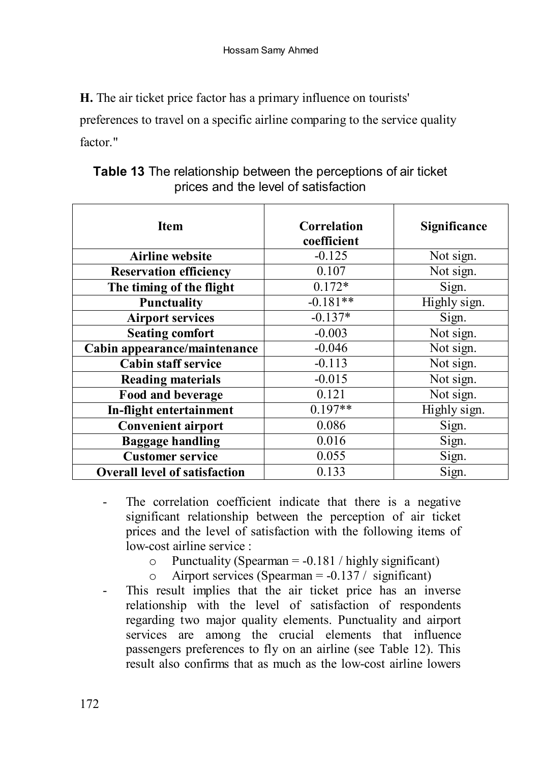**H.** The air ticket price factor has a primary influence on tourists' preferences to travel on a specific airline comparing to the service quality factor."

**Table 13** The relationship between the perceptions of air ticket prices and the level of satisfaction

| Item | Correlation coefficient | Significance |
|---|---|---|
| **Airline website** | -0.125 | Not sign. |
| **Reservation efficiency** | 0.107 | Not sign. |
| **The timing of the flight** | 0.172* | Sign. |
| **Punctuality** | -0.181** | Highly sign. |
| **Airport services** | -0.137* | Sign. |
| **Seating comfort** | -0.003 | Not sign. |
| **Cabin appearance/maintenance** | -0.046 | Not sign. |
| **Cabin staff service** | -0.113 | Not sign. |
| **Reading materials** | -0.015 | Not sign. |
| **Food and beverage** | 0.121 | Not sign. |
| **In-flight entertainment** | 0.197** | Highly sign. |
| **Convenient airport** | 0.086 | Sign. |
| **Baggage handling** | 0.016 | Sign. |
| **Customer service** | 0.055 | Sign. |
| **Overall level of satisfaction** | 0.133 | Sign. |

- The correlation coefficient indicate that there is a negative significant relationship between the perception of air ticket prices and the level of satisfaction with the following items of low-cost airline service :
    - Punctuality (Spearman = -0.181 / highly significant)
    - Airport services (Spearman = -0.137 / significant)
- This result implies that the air ticket price has an inverse relationship with the level of satisfaction of respondents regarding two major quality elements. Punctuality and airport services are among the crucial elements that influence passengers preferences to fly on an airline (see Table 12). This result also confirms that as much as the low-cost airline lowers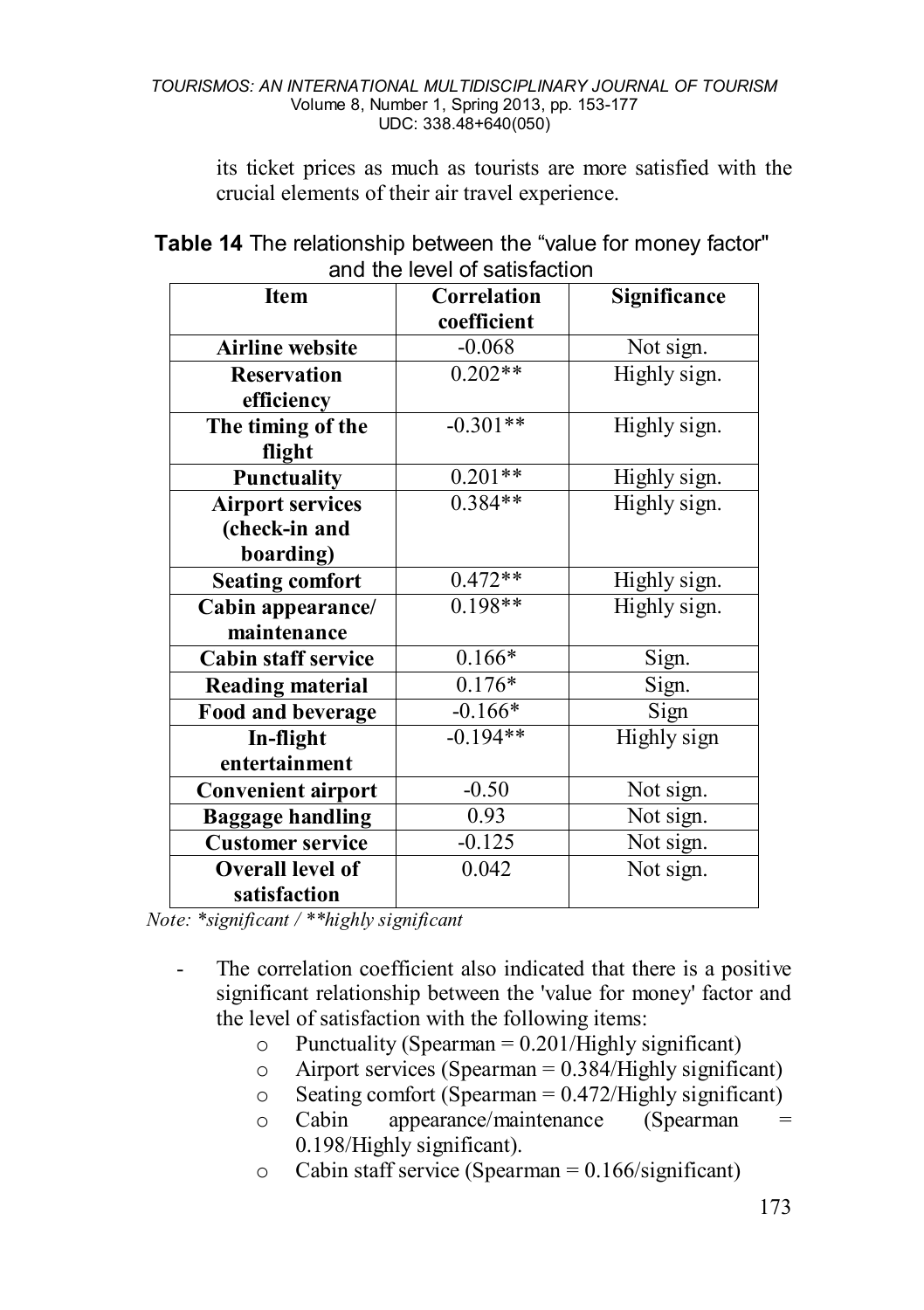its ticket prices as much as tourists are more satisfied with the crucial elements of their air travel experience.

**Table 14** The relationship between the "value for money factor" and the level of satisfaction

| Item | Correlation coefficient | Significance |
|---|---|---|
| **Airline website** | -0.068 | Not sign. |
| **Reservation efficiency** | 0.202** | Highly sign. |
| **The timing of the flight** | -0.301** | Highly sign. |
| **Punctuality** | 0.201** | Highly sign. |
| **Airport services (check-in and boarding)** | 0.384** | Highly sign. |
| **Seating comfort** | 0.472** | Highly sign. |
| **Cabin appearance/ maintenance** | 0.198** | Highly sign. |
| **Cabin staff service** | 0.166* | Sign. |
| **Reading material** | 0.176* | Sign. |
| **Food and beverage** | -0.166* | Sign |
| **In-flight entertainment** | -0.194** | Highly sign |
| **Convenient airport** | -0.50 | Not sign. |
| **Baggage handling** | 0.93 | Not sign. |
| **Customer service** | -0.125 | Not sign. |
| **Overall level of satisfaction** | 0.042 | Not sign. |

*Note: *significant / **highly significant*

- The correlation coefficient also indicated that there is a positive significant relationship between the 'value for money' factor and the level of satisfaction with the following items:
    - Punctuality (Spearman = 0.201/Highly significant)
    - Airport services (Spearman = 0.384/Highly significant)
    - Seating comfort (Spearman = 0.472/Highly significant)
    - Cabin appearance/maintenance (Spearman = 0.198/Highly significant).
    - Cabin staff service (Spearman = 0.166/significant)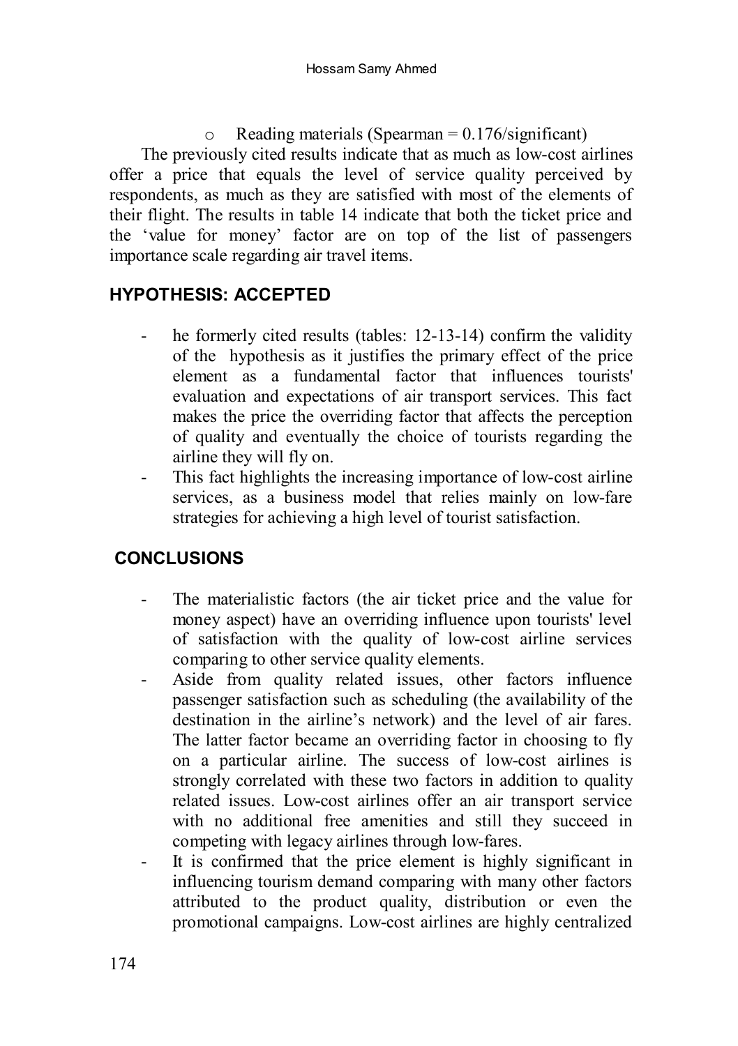- Reading materials (Spearman = 0.176/significant)

The previously cited results indicate that as much as low-cost airlines offer a price that equals the level of service quality perceived by respondents, as much as they are satisfied with most of the elements of their flight. The results in table 14 indicate that both the ticket price and the 'value for money' factor are on top of the list of passengers importance scale regarding air travel items.

## HYPOTHESIS: ACCEPTED

- he formerly cited results (tables: 12-13-14) confirm the validity of the hypothesis as it justifies the primary effect of the price element as a fundamental factor that influences tourists' evaluation and expectations of air transport services. This fact makes the price the overriding factor that affects the perception of quality and eventually the choice of tourists regarding the airline they will fly on.
- This fact highlights the increasing importance of low-cost airline services, as a business model that relies mainly on low-fare strategies for achieving a high level of tourist satisfaction.

## CONCLUSIONS

- The materialistic factors (the air ticket price and the value for money aspect) have an overriding influence upon tourists' level of satisfaction with the quality of low-cost airline services comparing to other service quality elements.
- Aside from quality related issues, other factors influence passenger satisfaction such as scheduling (the availability of the destination in the airline's network) and the level of air fares. The latter factor became an overriding factor in choosing to fly on a particular airline. The success of low-cost airlines is strongly correlated with these two factors in addition to quality related issues. Low-cost airlines offer an air transport service with no additional free amenities and still they succeed in competing with legacy airlines through low-fares.
- It is confirmed that the price element is highly significant in influencing tourism demand comparing with many other factors attributed to the product quality, distribution or even the promotional campaigns. Low-cost airlines are highly centralized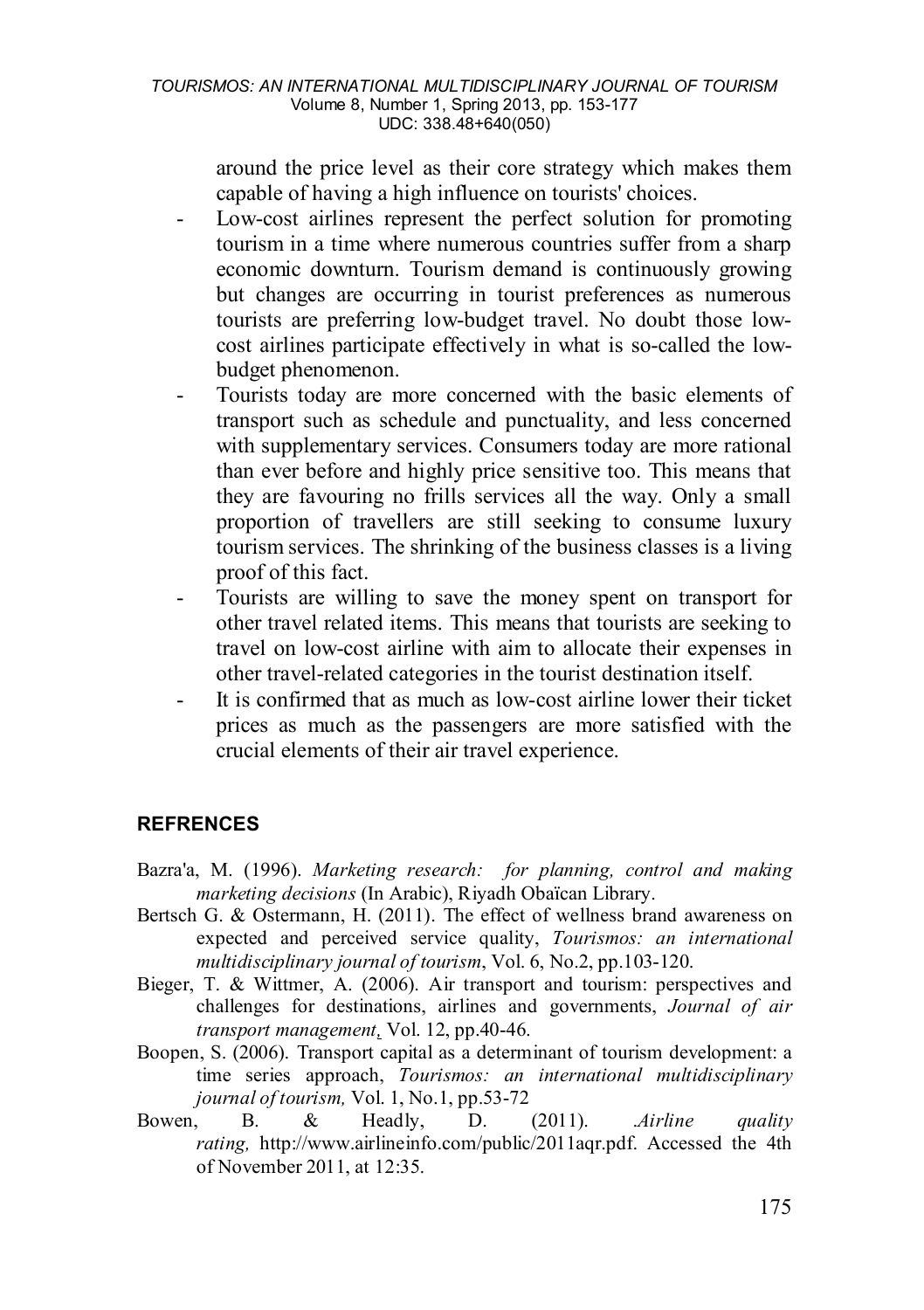around the price level as their core strategy which makes them capable of having a high influence on tourists' choices.

- Low-cost airlines represent the perfect solution for promoting tourism in a time where numerous countries suffer from a sharp economic downturn. Tourism demand is continuously growing but changes are occurring in tourist preferences as numerous tourists are preferring low-budget travel. No doubt those low-cost airlines participate effectively in what is so-called the low-budget phenomenon.
- Tourists today are more concerned with the basic elements of transport such as schedule and punctuality, and less concerned with supplementary services. Consumers today are more rational than ever before and highly price sensitive too. This means that they are favouring no frills services all the way. Only a small proportion of travellers are still seeking to consume luxury tourism services. The shrinking of the business classes is a living proof of this fact.
- Tourists are willing to save the money spent on transport for other travel related items. This means that tourists are seeking to travel on low-cost airline with aim to allocate their expenses in other travel-related categories in the tourist destination itself.
- It is confirmed that as much as low-cost airline lower their ticket prices as much as the passengers are more satisfied with the crucial elements of their air travel experience.

## REFRENCES

Bazra'a, M. (1996). *Marketing research: for planning, control and making marketing decisions* (In Arabic), Riyadh Obaïcan Library.

Bertsch G. & Ostermann, H. (2011). The effect of wellness brand awareness on expected and perceived service quality, *Tourismos: an international multidisciplinary journal of tourism*, Vol. 6, No.2, pp.103-120.

Bieger, T. & Wittmer, A. (2006). Air transport and tourism: perspectives and challenges for destinations, airlines and governments, *Journal of air transport management*, Vol. 12, pp.40-46.

Boopen, S. (2006). Transport capital as a determinant of tourism development: a time series approach, *Tourismos: an international multidisciplinary journal of tourism,* Vol. 1, No.1, pp.53-72

Bowen, B. & Headly, D. (2011). *Airline quality rating,* http://www.airlineinfo.com/public/2011aqr.pdf. Accessed the 4th of November 2011, at 12:35.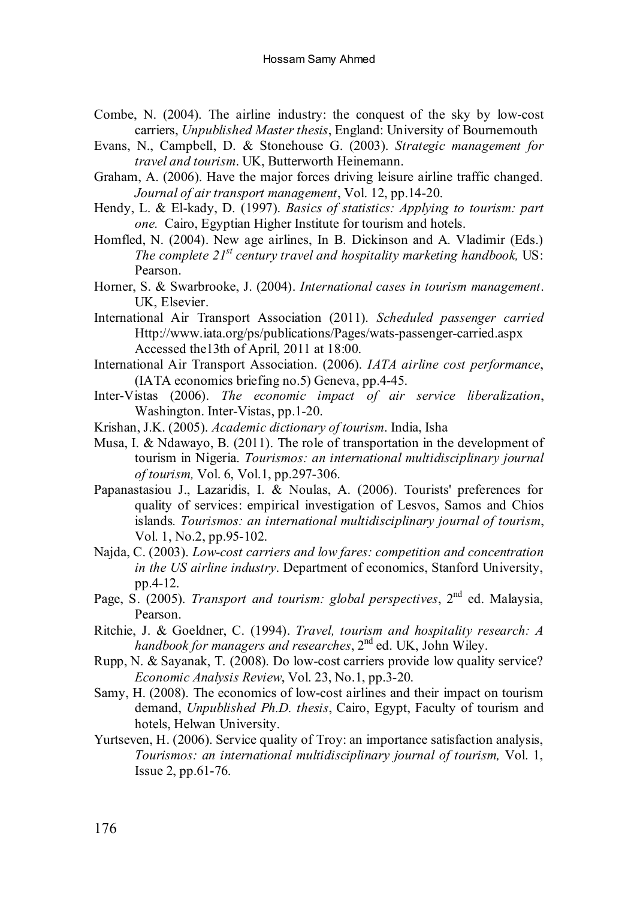Combe, N. (2004). The airline industry: the conquest of the sky by low-cost carriers, *Unpublished Master thesis*, England: University of Bournemouth

Evans, N., Campbell, D. & Stonehouse G. (2003). *Strategic management for travel and tourism*. UK, Butterworth Heinemann.

Graham, A. (2006). Have the major forces driving leisure airline traffic changed. *Journal of air transport management*, Vol. 12, pp.14-20.

Hendy, L. & El-kady, D. (1997). *Basics of statistics: Applying to tourism: part one.* Cairo, Egyptian Higher Institute for tourism and hotels.

Homfled, N. (2004). New age airlines, In B. Dickinson and A. Vladimir (Eds.) *The complete 21st century travel and hospitality marketing handbook,* US: Pearson.

Horner, S. & Swarbrooke, J. (2004). *International cases in tourism management*. UK, Elsevier.

International Air Transport Association (2011). *Scheduled passenger carried* Http://www.iata.org/ps/publications/Pages/wats-passenger-carried.aspx Accessed the13th of April, 2011 at 18:00.

International Air Transport Association. (2006). *IATA airline cost performance*, (IATA economics briefing no.5) Geneva, pp.4-45.

Inter-Vistas (2006). *The economic impact of air service liberalization*, Washington. Inter-Vistas, pp.1-20.

Krishan, J.K. (2005). *Academic dictionary of tourism*. India, Isha

Musa, I. & Ndawayo, B. (2011). The role of transportation in the development of tourism in Nigeria. *Tourismos: an international multidisciplinary journal of tourism,* Vol. 6, Vol.1, pp.297-306.

Papanastasiou J., Lazaridis, I. & Noulas, A. (2006). Tourists' preferences for quality of services: empirical investigation of Lesvos, Samos and Chios islands. *Tourismos: an international multidisciplinary journal of tourism*, Vol. 1, No.2, pp.95-102.

Najda, C. (2003). *Low-cost carriers and low fares: competition and concentration in the US airline industry*. Department of economics, Stanford University, pp.4-12.

Page, S. (2005). *Transport and tourism: global perspectives*, 2nd ed. Malaysia, Pearson.

Ritchie, J. & Goeldner, C. (1994). *Travel, tourism and hospitality research: A handbook for managers and researches*, 2nd ed. UK, John Wiley.

Rupp, N. & Sayanak, T. (2008). Do low-cost carriers provide low quality service? *Economic Analysis Review*, Vol. 23, No.1, pp.3-20.

Samy, H. (2008). The economics of low-cost airlines and their impact on tourism demand, *Unpublished Ph.D. thesis*, Cairo, Egypt, Faculty of tourism and hotels, Helwan University.

Yurtseven, H. (2006). Service quality of Troy: an importance satisfaction analysis, *Tourismos: an international multidisciplinary journal of tourism,* Vol. 1, Issue 2, pp.61-76.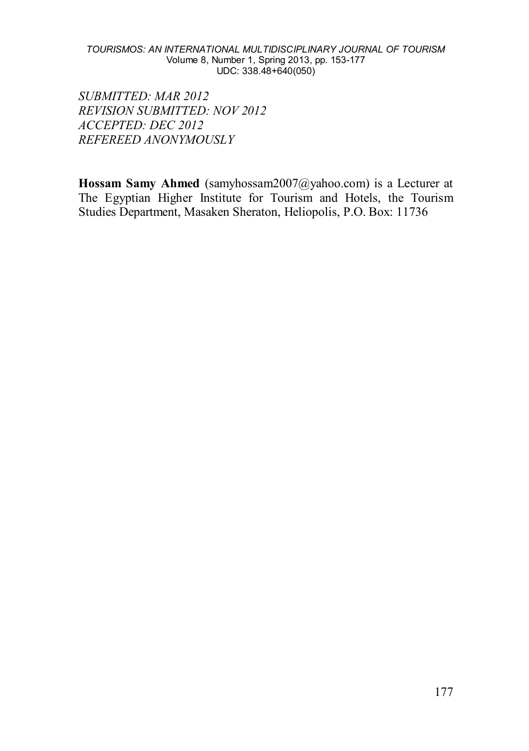*SUBMITTED: MAR 2012*
*REVISION SUBMITTED: NOV 2012*
*ACCEPTED: DEC 2012*
*REFEREED ANONYMOUSLY*

**Hossam Samy Ahmed** (samyhossam2007@yahoo.com) is a Lecturer at The Egyptian Higher Institute for Tourism and Hotels, the Tourism Studies Department, Masaken Sheraton, Heliopolis, P.O. Box: 11736